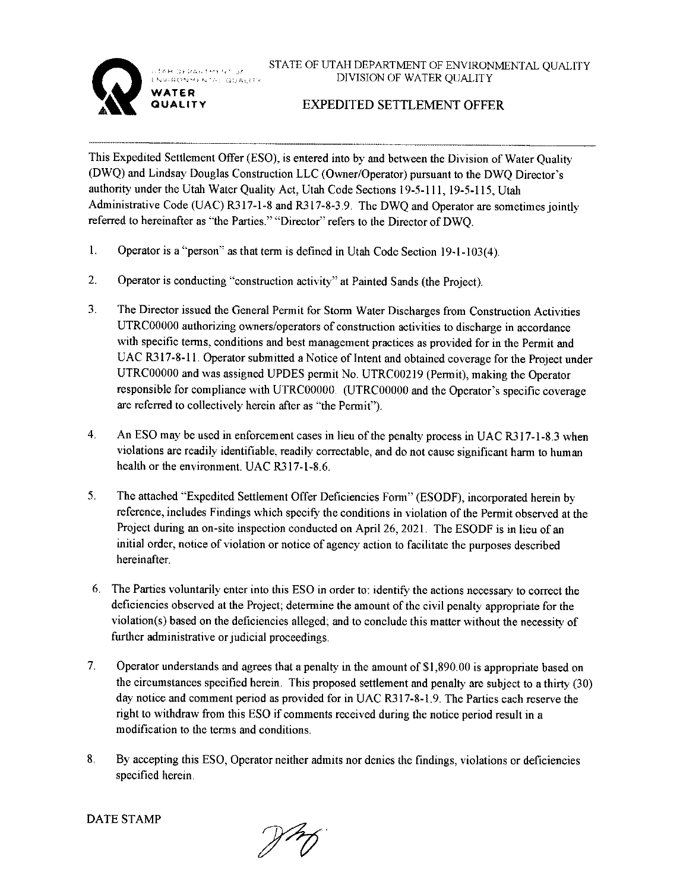UTAH DEPARTMENT OF ENVIRONMENTAL QUALITY

WATER QUALITY

STATE OF UTAH DEPARTMENT OF ENVIRONMENTAL QUALITY
DIVISION OF WATER QUALITY

# EXPEDITED SETTLEMENT OFFER

---

This Expedited Settlement Offer (ESO), is entered into by and between the Division of Water Quality (DWQ) and Lindsay Douglas Construction LLC (Owner/Operator) pursuant to the DWQ Director's authority under the Utah Water Quality Act, Utah Code Sections 19-5-111, 19-5-115, Utah Administrative Code (UAC) R317-1-8 and R317-8-3.9. The DWQ and Operator are sometimes jointly referred to hereinafter as "the Parties." "Director" refers to the Director of DWQ.

1. Operator is a "person" as that term is defined in Utah Code Section 19-1-103(4).

2. Operator is conducting "construction activity" at Painted Sands (the Project).

3. The Director issued the General Permit for Storm Water Discharges from Construction Activities UTRC00000 authorizing owners/operators of construction activities to discharge in accordance with specific terms, conditions and best management practices as provided for in the Permit and UAC R317-8-11. Operator submitted a Notice of Intent and obtained coverage for the Project under UTRC00000 and was assigned UPDES permit No. UTRC00219 (Permit), making the Operator responsible for compliance with UTRC00000. (UTRC00000 and the Operator's specific coverage are referred to collectively herein after as "the Permit").

4. An ESO may be used in enforcement cases in lieu of the penalty process in UAC R317-1-8.3 when violations are readily identifiable, readily correctable, and do not cause significant harm to human health or the environment. UAC R317-1-8.6.

5. The attached "Expedited Settlement Offer Deficiencies Form" (ESODF), incorporated herein by reference, includes Findings which specify the conditions in violation of the Permit observed at the Project during an on-site inspection conducted on April 26, 2021. The ESODF is in lieu of an initial order, notice of violation or notice of agency action to facilitate the purposes described hereinafter.

6. The Parties voluntarily enter into this ESO in order to: identify the actions necessary to correct the deficiencies observed at the Project; determine the amount of the civil penalty appropriate for the violation(s) based on the deficiencies alleged; and to conclude this matter without the necessity of further administrative or judicial proceedings.

7. Operator understands and agrees that a penalty in the amount of $1,890.00 is appropriate based on the circumstances specified herein. This proposed settlement and penalty are subject to a thirty (30) day notice and comment period as provided for in UAC R317-8-1.9. The Parties each reserve the right to withdraw from this ESO if comments received during the notice period result in a modification to the terms and conditions.

8. By accepting this ESO, Operator neither admits nor denies the findings, violations or deficiencies specified herein.

DATE STAMP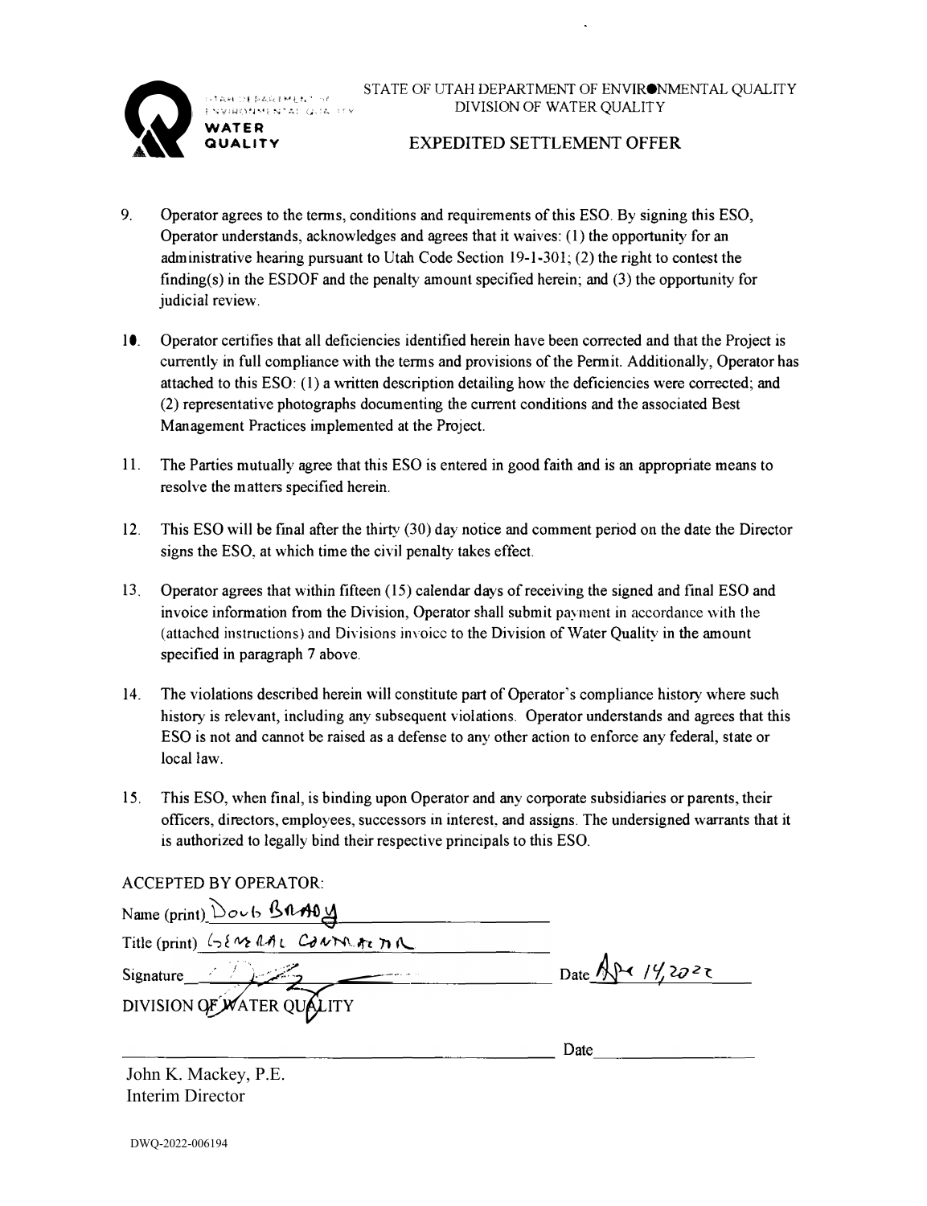STATE OF UTAH DEPARTMENT OF ENVIRONMENTAL QUALITY
DIVISION OF WATER QUALITY

## EXPEDITED SETTLEMENT OFFER

9. Operator agrees to the terms, conditions and requirements of this ESO. By signing this ESO, Operator understands, acknowledges and agrees that it waives: (1) the opportunity for an administrative hearing pursuant to Utah Code Section 19-1-301; (2) the right to contest the finding(s) in the ESDOF and the penalty amount specified herein; and (3) the opportunity for judicial review.

10. Operator certifies that all deficiencies identified herein have been corrected and that the Project is currently in full compliance with the terms and provisions of the Permit. Additionally, Operator has attached to this ESO: (1) a written description detailing how the deficiencies were corrected; and (2) representative photographs documenting the current conditions and the associated Best Management Practices implemented at the Project.

11. The Parties mutually agree that this ESO is entered in good faith and is an appropriate means to resolve the matters specified herein.

12. This ESO will be final after the thirty (30) day notice and comment period on the date the Director signs the ESO, at which time the civil penalty takes effect.

13. Operator agrees that within fifteen (15) calendar days of receiving the signed and final ESO and invoice information from the Division, Operator shall submit payment in accordance with the (attached instructions) and Divisions invoice to the Division of Water Quality in the amount specified in paragraph 7 above.

14. The violations described herein will constitute part of Operator's compliance history where such history is relevant, including any subsequent violations. Operator understands and agrees that this ESO is not and cannot be raised as a defense to any other action to enforce any federal, state or local law.

15. This ESO, when final, is binding upon Operator and any corporate subsidiaries or parents, their officers, directors, employees, successors in interest, and assigns. The undersigned warrants that it is authorized to legally bind their respective principals to this ESO.

ACCEPTED BY OPERATOR:

Name (print) Doug Brady

Title (print) General Contractor

Signature ________________ Date Apr 14, 2022

DIVISION OF WATER QUALITY

________________ Date ________________

John K. Mackey, P.E.
Interim Director

DWQ-2022-006194